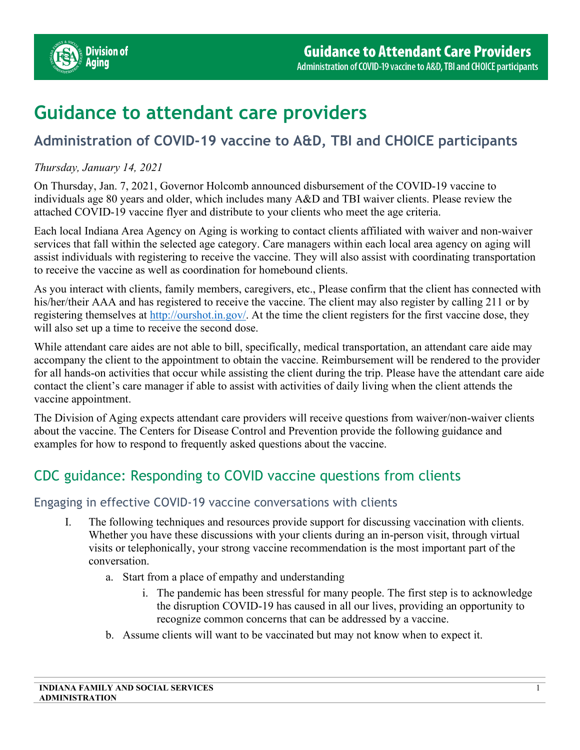# Guidance to attendant care providers

## Administration of COVID-19 vaccine to A&D, TBI and CHOICE participants

*Thursday, January 14, 2021*

On Thursday, Jan. 7, 2021, Governor Holcomb announced disbursement of the COVID-19 vaccine to individuals age 80 years and older, which includes many A&D and TBI waiver clients. Please review the attached COVID-19 vaccine flyer and distribute to your clients who meet the age criteria.

Each local Indiana Area Agency on Aging is working to contact clients affiliated with waiver and non-waiver services that fall within the selected age category. Care managers within each local area agency on aging will assist individuals with registering to receive the vaccine. They will also assist with coordinating transportation to receive the vaccine as well as coordination for homebound clients.

As you interact with clients, family members, caregivers, etc., Please confirm that the client has connected with his/her/their AAA and has registered to receive the vaccine. The client may also register by calling 211 or by registering themselves at http://ourshot.in.gov/. At the time the client registers for the first vaccine dose, they will also set up a time to receive the second dose.

While attendant care aides are not able to bill, specifically, medical transportation, an attendant care aide may accompany the client to the appointment to obtain the vaccine. Reimbursement will be rendered to the provider for all hands-on activities that occur while assisting the client during the trip. Please have the attendant care aide contact the client's care manager if able to assist with activities of daily living when the client attends the vaccine appointment.

The Division of Aging expects attendant care providers will receive questions from waiver/non-waiver clients about the vaccine. The Centers for Disease Control and Prevention provide the following guidance and examples for how to respond to frequently asked questions about the vaccine.

## CDC guidance: Responding to COVID vaccine questions from clients

### Engaging in effective COVID-19 vaccine conversations with clients

I. The following techniques and resources provide support for discussing vaccination with clients. Whether you have these discussions with your clients during an in-person visit, through virtual visits or telephonically, your strong vaccine recommendation is the most important part of the conversation.
   a. Start from a place of empathy and understanding
      i. The pandemic has been stressful for many people. The first step is to acknowledge the disruption COVID-19 has caused in all our lives, providing an opportunity to recognize common concerns that can be addressed by a vaccine.
   b. Assume clients will want to be vaccinated but may not know when to expect it.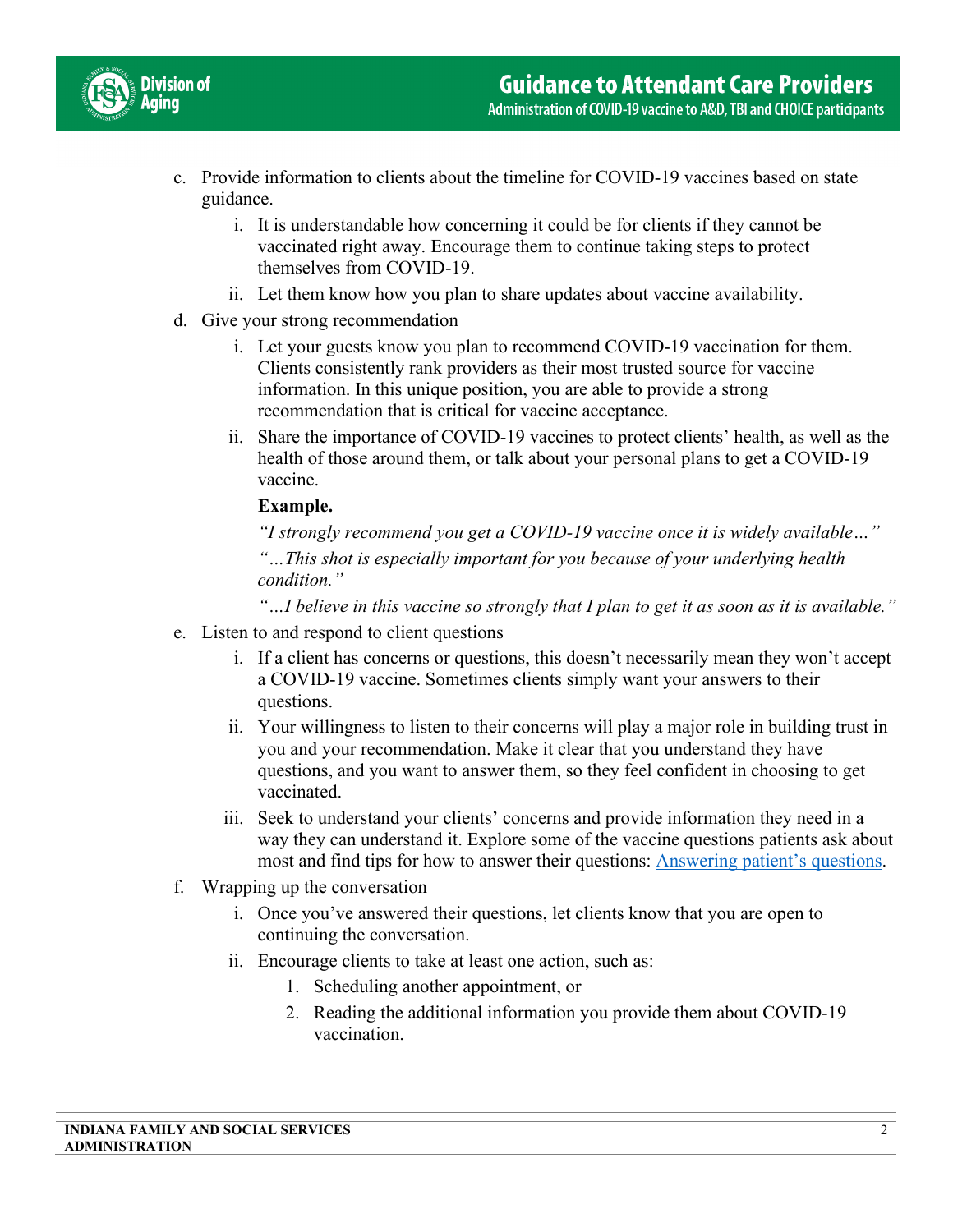c. Provide information to clients about the timeline for COVID-19 vaccines based on state guidance.
    i. It is understandable how concerning it could be for clients if they cannot be vaccinated right away. Encourage them to continue taking steps to protect themselves from COVID-19.
    ii. Let them know how you plan to share updates about vaccine availability.

d. Give your strong recommendation
    i. Let your guests know you plan to recommend COVID-19 vaccination for them. Clients consistently rank providers as their most trusted source for vaccine information. In this unique position, you are able to provide a strong recommendation that is critical for vaccine acceptance.
    ii. Share the importance of COVID-19 vaccines to protect clients' health, as well as the health of those around them, or talk about your personal plans to get a COVID-19 vaccine.

    **Example.**

    *"I strongly recommend you get a COVID-19 vaccine once it is widely available…"*

    *"…This shot is especially important for you because of your underlying health condition."*

    *"…I believe in this vaccine so strongly that I plan to get it as soon as it is available."*

e. Listen to and respond to client questions
    i. If a client has concerns or questions, this doesn't necessarily mean they won't accept a COVID-19 vaccine. Sometimes clients simply want your answers to their questions.
    ii. Your willingness to listen to their concerns will play a major role in building trust in you and your recommendation. Make it clear that you understand they have questions, and you want to answer them, so they feel confident in choosing to get vaccinated.
    iii. Seek to understand your clients' concerns and provide information they need in a way they can understand it. Explore some of the vaccine questions patients ask about most and find tips for how to answer their questions: Answering patient's questions.

f. Wrapping up the conversation
    i. Once you've answered their questions, let clients know that you are open to continuing the conversation.
    ii. Encourage clients to take at least one action, such as:
        1. Scheduling another appointment, or
        2. Reading the additional information you provide them about COVID-19 vaccination.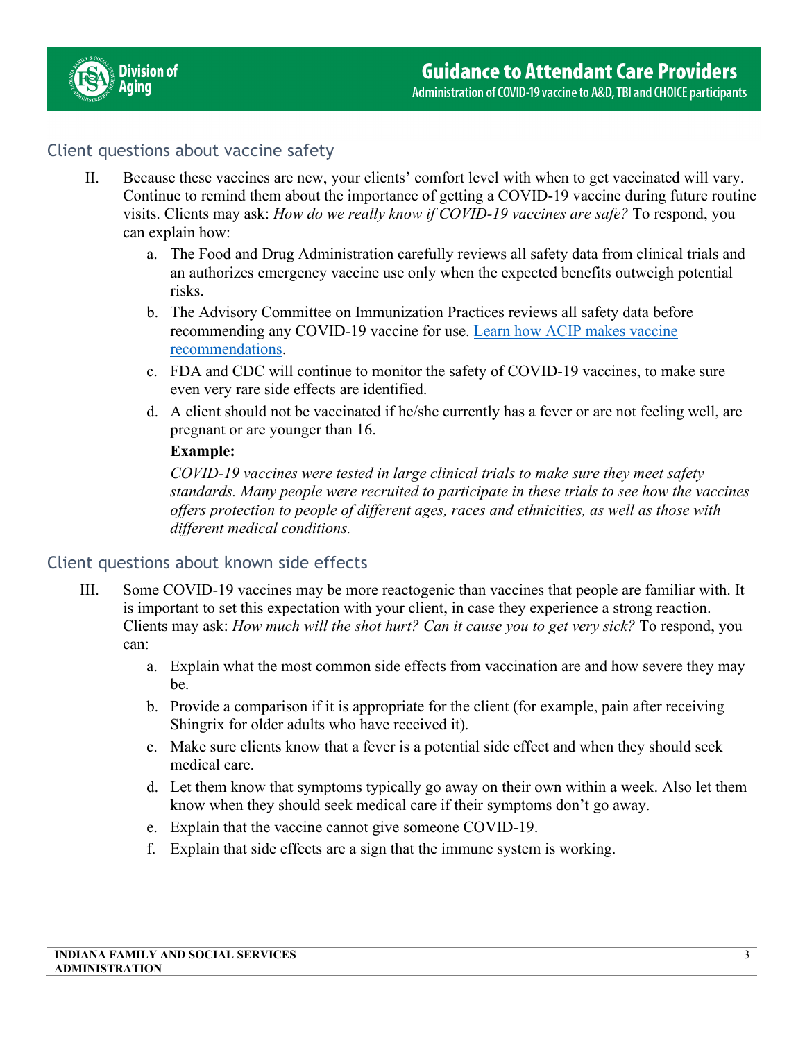## Client questions about vaccine safety

II. Because these vaccines are new, your clients' comfort level with when to get vaccinated will vary. Continue to remind them about the importance of getting a COVID-19 vaccine during future routine visits. Clients may ask: *How do we really know if COVID-19 vaccines are safe?* To respond, you can explain how:

   a. The Food and Drug Administration carefully reviews all safety data from clinical trials and an authorizes emergency vaccine use only when the expected benefits outweigh potential risks.

   b. The Advisory Committee on Immunization Practices reviews all safety data before recommending any COVID-19 vaccine for use. [Learn how ACIP makes vaccine recommendations](#).

   c. FDA and CDC will continue to monitor the safety of COVID-19 vaccines, to make sure even very rare side effects are identified.

   d. A client should not be vaccinated if he/she currently has a fever or are not feeling well, are pregnant or are younger than 16.

   **Example:**

   *COVID-19 vaccines were tested in large clinical trials to make sure they meet safety standards. Many people were recruited to participate in these trials to see how the vaccines offers protection to people of different ages, races and ethnicities, as well as those with different medical conditions.*

## Client questions about known side effects

III. Some COVID-19 vaccines may be more reactogenic than vaccines that people are familiar with. It is important to set this expectation with your client, in case they experience a strong reaction. Clients may ask: *How much will the shot hurt? Can it cause you to get very sick?* To respond, you can:

   a. Explain what the most common side effects from vaccination are and how severe they may be.

   b. Provide a comparison if it is appropriate for the client (for example, pain after receiving Shingrix for older adults who have received it).

   c. Make sure clients know that a fever is a potential side effect and when they should seek medical care.

   d. Let them know that symptoms typically go away on their own within a week. Also let them know when they should seek medical care if their symptoms don't go away.

   e. Explain that the vaccine cannot give someone COVID-19.

   f. Explain that side effects are a sign that the immune system is working.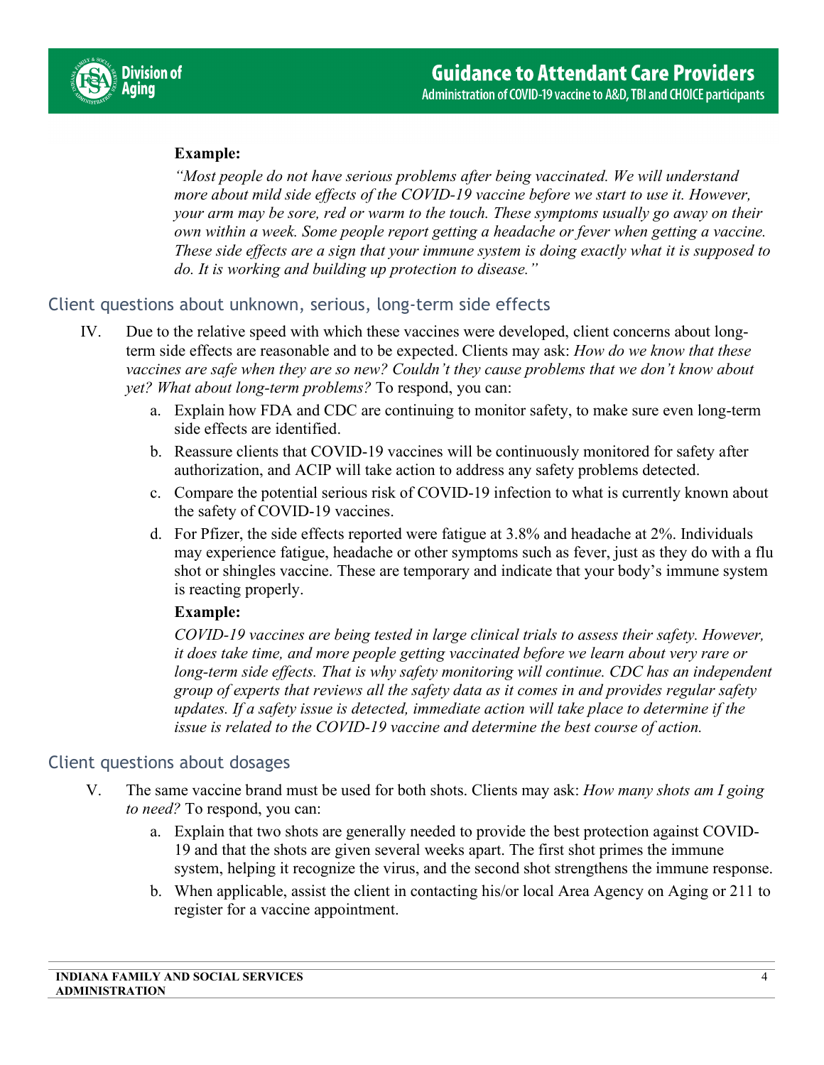**Example:**

*"Most people do not have serious problems after being vaccinated. We will understand more about mild side effects of the COVID-19 vaccine before we start to use it. However, your arm may be sore, red or warm to the touch. These symptoms usually go away on their own within a week. Some people report getting a headache or fever when getting a vaccine. These side effects are a sign that your immune system is doing exactly what it is supposed to do. It is working and building up protection to disease."*

## Client questions about unknown, serious, long-term side effects

IV. Due to the relative speed with which these vaccines were developed, client concerns about long-term side effects are reasonable and to be expected. Clients may ask: *How do we know that these vaccines are safe when they are so new? Couldn't they cause problems that we don't know about yet? What about long-term problems?* To respond, you can:

   a. Explain how FDA and CDC are continuing to monitor safety, to make sure even long-term side effects are identified.
   b. Reassure clients that COVID-19 vaccines will be continuously monitored for safety after authorization, and ACIP will take action to address any safety problems detected.
   c. Compare the potential serious risk of COVID-19 infection to what is currently known about the safety of COVID-19 vaccines.
   d. For Pfizer, the side effects reported were fatigue at 3.8% and headache at 2%. Individuals may experience fatigue, headache or other symptoms such as fever, just as they do with a flu shot or shingles vaccine. These are temporary and indicate that your body's immune system is reacting properly.

   **Example:**

   *COVID-19 vaccines are being tested in large clinical trials to assess their safety. However, it does take time, and more people getting vaccinated before we learn about very rare or long-term side effects. That is why safety monitoring will continue. CDC has an independent group of experts that reviews all the safety data as it comes in and provides regular safety updates. If a safety issue is detected, immediate action will take place to determine if the issue is related to the COVID-19 vaccine and determine the best course of action.*

## Client questions about dosages

V. The same vaccine brand must be used for both shots. Clients may ask: *How many shots am I going to need?* To respond, you can:

   a. Explain that two shots are generally needed to provide the best protection against COVID-19 and that the shots are given several weeks apart. The first shot primes the immune system, helping it recognize the virus, and the second shot strengthens the immune response.
   b. When applicable, assist the client in contacting his/or local Area Agency on Aging or 211 to register for a vaccine appointment.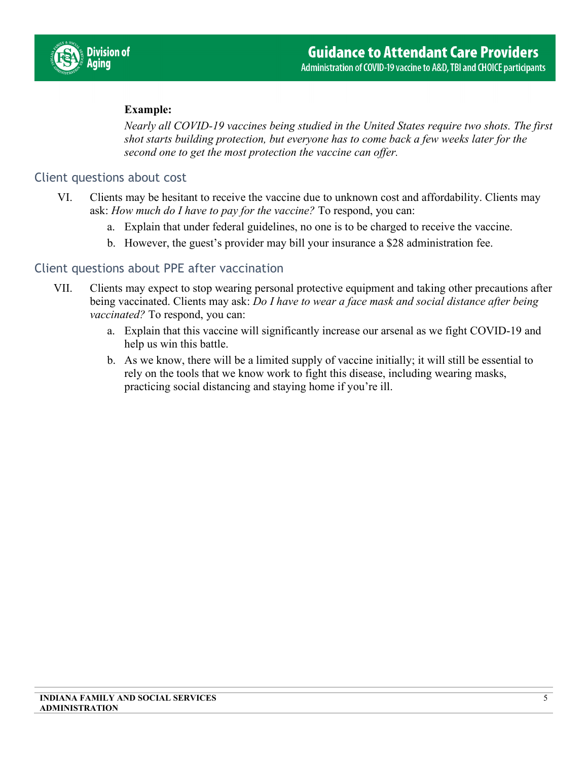**Example:**

*Nearly all COVID-19 vaccines being studied in the United States require two shots. The first shot starts building protection, but everyone has to come back a few weeks later for the second one to get the most protection the vaccine can offer.*

## Client questions about cost

VI. Clients may be hesitant to receive the vaccine due to unknown cost and affordability. Clients may ask: *How much do I have to pay for the vaccine?* To respond, you can:

  a. Explain that under federal guidelines, no one is to be charged to receive the vaccine.

  b. However, the guest's provider may bill your insurance a $28 administration fee.

## Client questions about PPE after vaccination

VII. Clients may expect to stop wearing personal protective equipment and taking other precautions after being vaccinated. Clients may ask: *Do I have to wear a face mask and social distance after being vaccinated?* To respond, you can:

  a. Explain that this vaccine will significantly increase our arsenal as we fight COVID-19 and help us win this battle.

  b. As we know, there will be a limited supply of vaccine initially; it will still be essential to rely on the tools that we know work to fight this disease, including wearing masks, practicing social distancing and staying home if you're ill.